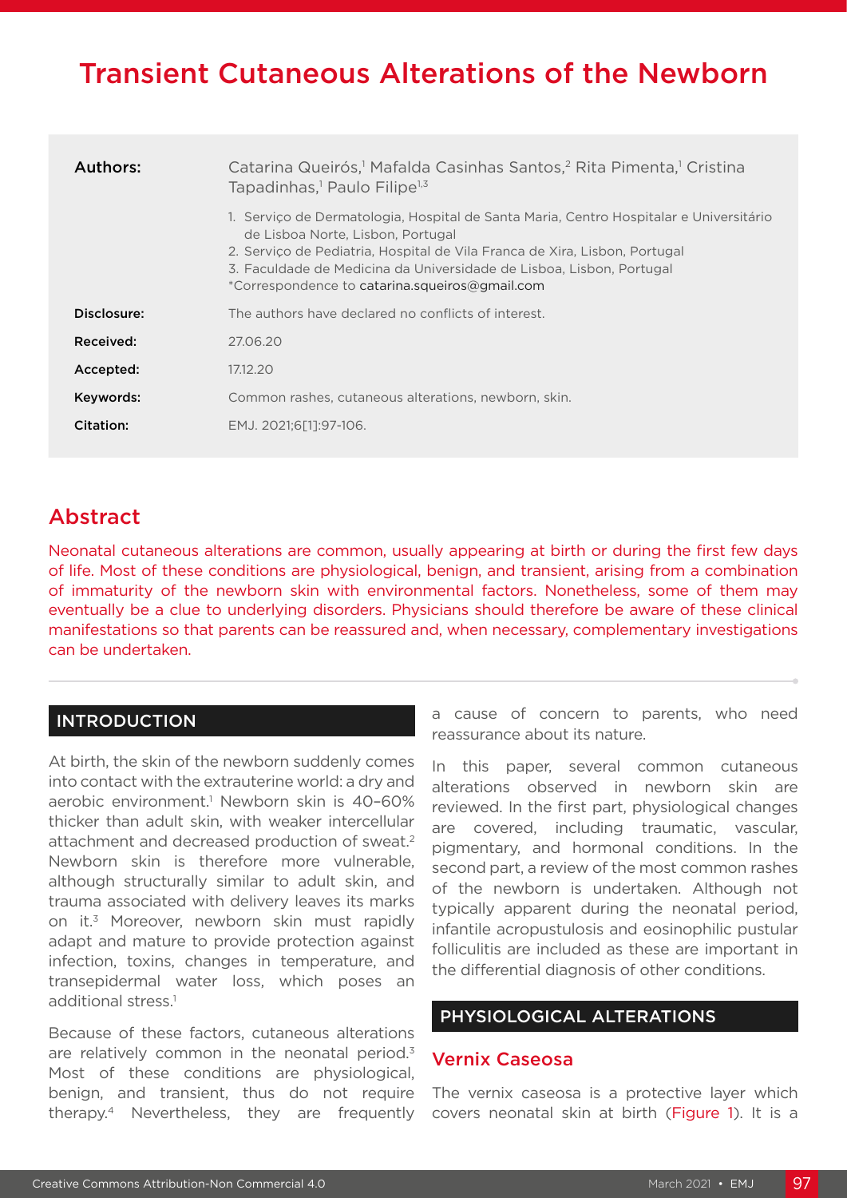# Transient Cutaneous Alterations of the Newborn

**Authors:** Catarina Queirós,[1] Mafalda Casinhas Santos,[2] Rita Pimenta,[1] Cristina Tapadinhas,[1] Paulo Filipe[1,3]

1. Serviço de Dermatologia, Hospital de Santa Maria, Centro Hospitalar e Universitário de Lisboa Norte, Lisbon, Portugal
2. Serviço de Pediatria, Hospital de Vila Franca de Xira, Lisbon, Portugal
3. Faculdade de Medicina da Universidade de Lisboa, Lisbon, Portugal

*Correspondence to catarina.squeiros@gmail.com

**Disclosure:** The authors have declared no conflicts of interest.

**Received:** 27.06.20

**Accepted:** 17.12.20

**Keywords:** Common rashes, cutaneous alterations, newborn, skin.

**Citation:** EMJ. 2021;6[1]:97-106.

## Abstract

Neonatal cutaneous alterations are common, usually appearing at birth or during the first few days of life. Most of these conditions are physiological, benign, and transient, arising from a combination of immaturity of the newborn skin with environmental factors. Nonetheless, some of them may eventually be a clue to underlying disorders. Physicians should therefore be aware of these clinical manifestations so that parents can be reassured and, when necessary, complementary investigations can be undertaken.

## INTRODUCTION

At birth, the skin of the newborn suddenly comes into contact with the extrauterine world: a dry and aerobic environment.[1] Newborn skin is 40–60% thicker than adult skin, with weaker intercellular attachment and decreased production of sweat.[2] Newborn skin is therefore more vulnerable, although structurally similar to adult skin, and trauma associated with delivery leaves its marks on it.[3] Moreover, newborn skin must rapidly adapt and mature to provide protection against infection, toxins, changes in temperature, and transepidermal water loss, which poses an additional stress.[1]

Because of these factors, cutaneous alterations are relatively common in the neonatal period.[3] Most of these conditions are physiological, benign, and transient, thus do not require therapy.[4] Nevertheless, they are frequently a cause of concern to parents, who need reassurance about its nature.

In this paper, several common cutaneous alterations observed in newborn skin are reviewed. In the first part, physiological changes are covered, including traumatic, vascular, pigmentary, and hormonal conditions. In the second part, a review of the most common rashes of the newborn is undertaken. Although not typically apparent during the neonatal period, infantile acropustulosis and eosinophilic pustular folliculitis are included as these are important in the differential diagnosis of other conditions.

## PHYSIOLOGICAL ALTERATIONS

### Vernix Caseosa

The vernix caseosa is a protective layer which covers neonatal skin at birth (Figure 1). It is a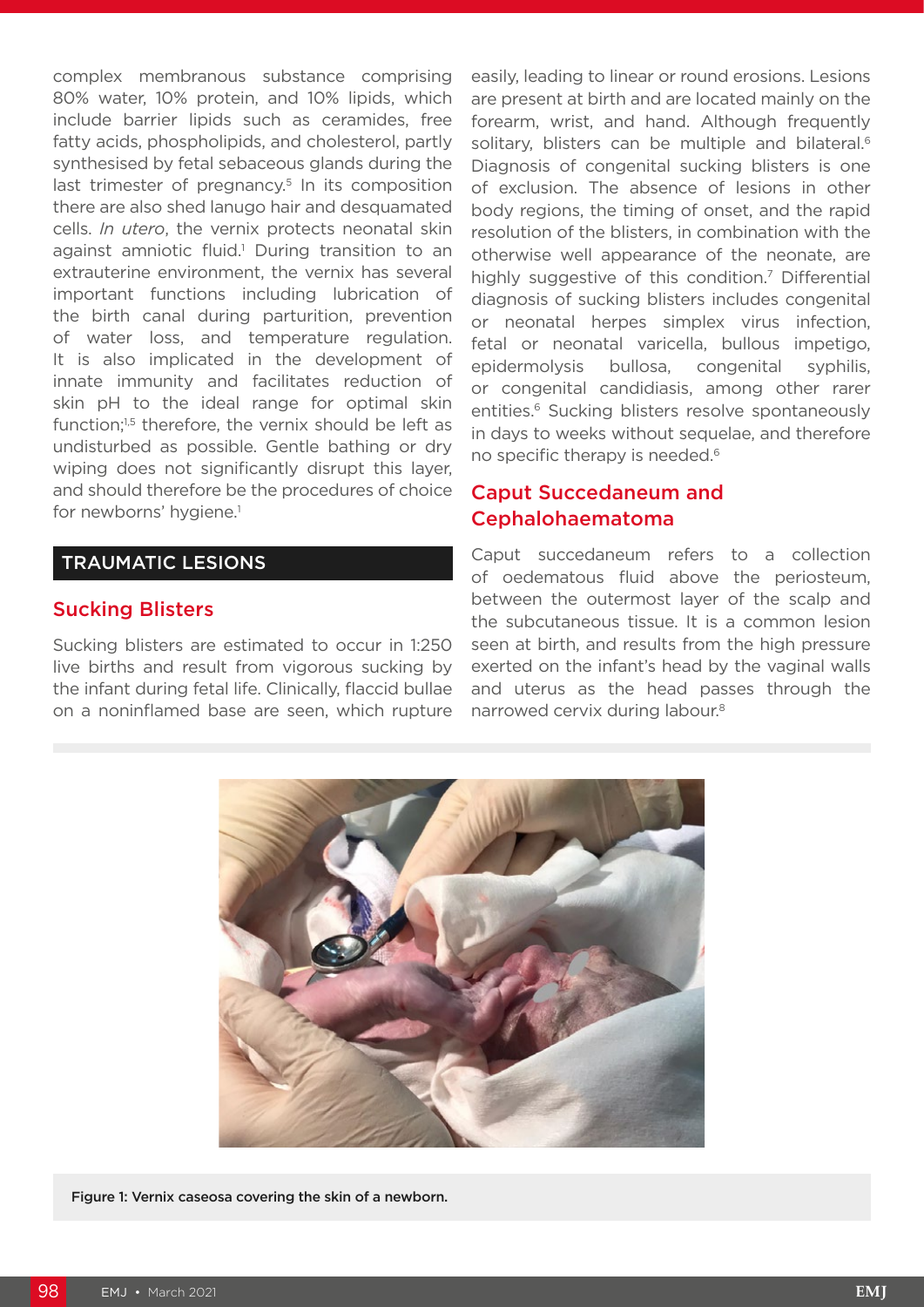complex membranous substance comprising 80% water, 10% protein, and 10% lipids, which include barrier lipids such as ceramides, free fatty acids, phospholipids, and cholesterol, partly synthesised by fetal sebaceous glands during the last trimester of pregnancy.[5] In its composition there are also shed lanugo hair and desquamated cells. *In utero*, the vernix protects neonatal skin against amniotic fluid.[1] During transition to an extrauterine environment, the vernix has several important functions including lubrication of the birth canal during parturition, prevention of water loss, and temperature regulation. It is also implicated in the development of innate immunity and facilitates reduction of skin pH to the ideal range for optimal skin function;[1,5] therefore, the vernix should be left as undisturbed as possible. Gentle bathing or dry wiping does not significantly disrupt this layer, and should therefore be the procedures of choice for newborns' hygiene.[1]

## TRAUMATIC LESIONS

### Sucking Blisters

Sucking blisters are estimated to occur in 1:250 live births and result from vigorous sucking by the infant during fetal life. Clinically, flaccid bullae on a noninflamed base are seen, which rupture easily, leading to linear or round erosions. Lesions are present at birth and are located mainly on the forearm, wrist, and hand. Although frequently solitary, blisters can be multiple and bilateral.[6] Diagnosis of congenital sucking blisters is one of exclusion. The absence of lesions in other body regions, the timing of onset, and the rapid resolution of the blisters, in combination with the otherwise well appearance of the neonate, are highly suggestive of this condition.[7] Differential diagnosis of sucking blisters includes congenital or neonatal herpes simplex virus infection, fetal or neonatal varicella, bullous impetigo, epidermolysis bullosa, congenital syphilis, or congenital candidiasis, among other rarer entities.[6] Sucking blisters resolve spontaneously in days to weeks without sequelae, and therefore no specific therapy is needed.[6]

### Caput Succedaneum and Cephalohaematoma

Caput succedaneum refers to a collection of oedematous fluid above the periosteum, between the outermost layer of the scalp and the subcutaneous tissue. It is a common lesion seen at birth, and results from the high pressure exerted on the infant's head by the vaginal walls and uterus as the head passes through the narrowed cervix during labour.[8]

Figure 1: Vernix caseosa covering the skin of a newborn.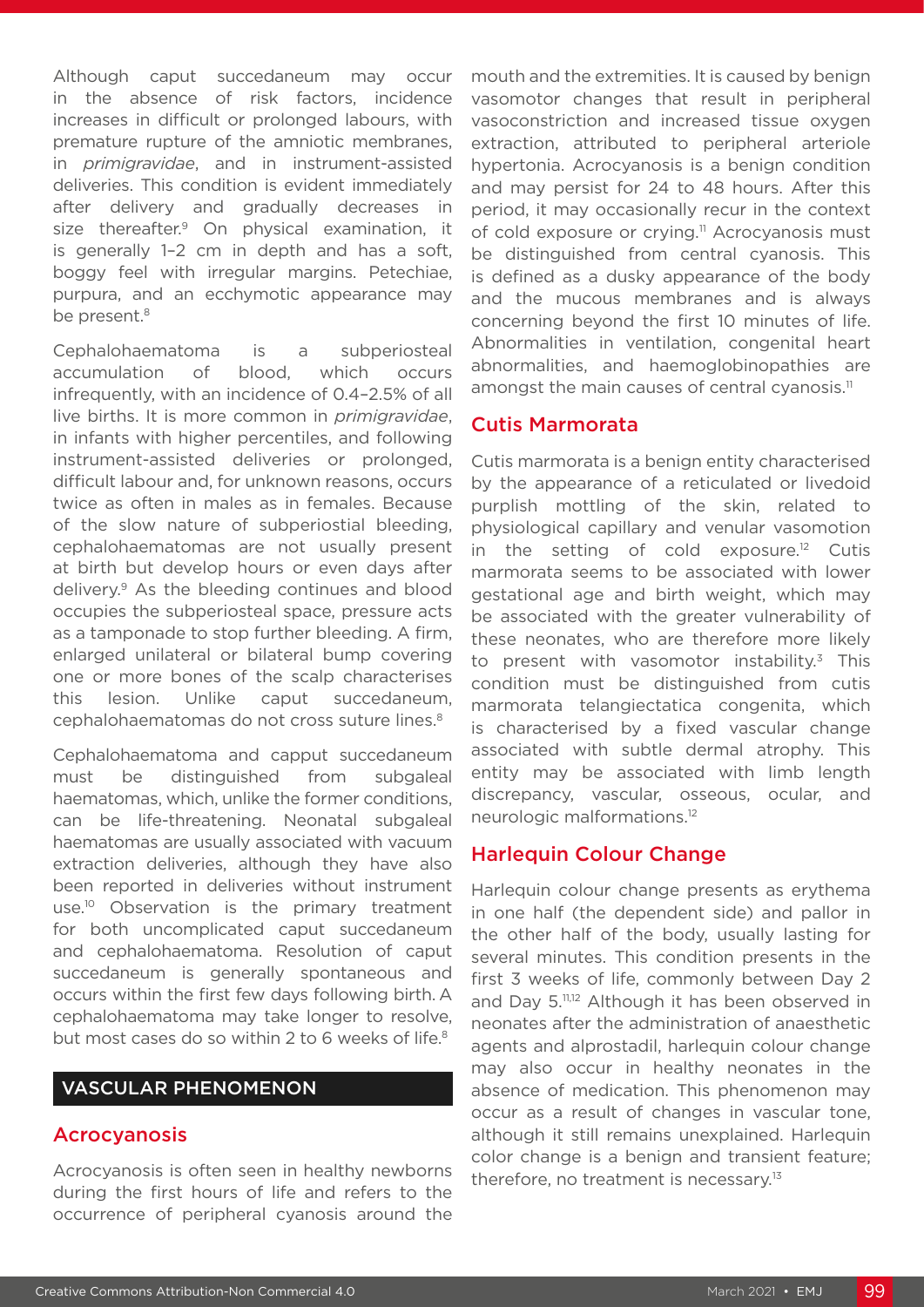Although caput succedaneum may occur in the absence of risk factors, incidence increases in difficult or prolonged labours, with premature rupture of the amniotic membranes, in *primigravidae*, and in instrument-assisted deliveries. This condition is evident immediately after delivery and gradually decreases in size thereafter.[9] On physical examination, it is generally 1–2 cm in depth and has a soft, boggy feel with irregular margins. Petechiae, purpura, and an ecchymotic appearance may be present.[8]

Cephalohaematoma is a subperiosteal accumulation of blood, which occurs infrequently, with an incidence of 0.4–2.5% of all live births. It is more common in *primigravidae*, in infants with higher percentiles, and following instrument-assisted deliveries or prolonged, difficult labour and, for unknown reasons, occurs twice as often in males as in females. Because of the slow nature of subperiostial bleeding, cephalohaematomas are not usually present at birth but develop hours or even days after delivery.[9] As the bleeding continues and blood occupies the subperiosteal space, pressure acts as a tamponade to stop further bleeding. A firm, enlarged unilateral or bilateral bump covering one or more bones of the scalp characterises this lesion. Unlike caput succedaneum, cephalohaematomas do not cross suture lines.[8]

Cephalohaematoma and capput succedaneum must be distinguished from subgaleal haematomas, which, unlike the former conditions, can be life-threatening. Neonatal subgaleal haematomas are usually associated with vacuum extraction deliveries, although they have also been reported in deliveries without instrument use.[10] Observation is the primary treatment for both uncomplicated caput succedaneum and cephalohaematoma. Resolution of caput succedaneum is generally spontaneous and occurs within the first few days following birth. A cephalohaematoma may take longer to resolve, but most cases do so within 2 to 6 weeks of life.[8]

## VASCULAR PHENOMENON

### Acrocyanosis

Acrocyanosis is often seen in healthy newborns during the first hours of life and refers to the occurrence of peripheral cyanosis around the mouth and the extremities. It is caused by benign vasomotor changes that result in peripheral vasoconstriction and increased tissue oxygen extraction, attributed to peripheral arteriole hypertonia. Acrocyanosis is a benign condition and may persist for 24 to 48 hours. After this period, it may occasionally recur in the context of cold exposure or crying.[11] Acrocyanosis must be distinguished from central cyanosis. This is defined as a dusky appearance of the body and the mucous membranes and is always concerning beyond the first 10 minutes of life. Abnormalities in ventilation, congenital heart abnormalities, and haemoglobinopathies are amongst the main causes of central cyanosis.[11]

### Cutis Marmorata

Cutis marmorata is a benign entity characterised by the appearance of a reticulated or livedoid purplish mottling of the skin, related to physiological capillary and venular vasomotion in the setting of cold exposure.[12] Cutis marmorata seems to be associated with lower gestational age and birth weight, which may be associated with the greater vulnerability of these neonates, who are therefore more likely to present with vasomotor instability.[3] This condition must be distinguished from cutis marmorata telangiectatica congenita, which is characterised by a fixed vascular change associated with subtle dermal atrophy. This entity may be associated with limb length discrepancy, vascular, osseous, ocular, and neurologic malformations.[12]

### Harlequin Colour Change

Harlequin colour change presents as erythema in one half (the dependent side) and pallor in the other half of the body, usually lasting for several minutes. This condition presents in the first 3 weeks of life, commonly between Day 2 and Day 5.[11,12] Although it has been observed in neonates after the administration of anaesthetic agents and alprostadil, harlequin colour change may also occur in healthy neonates in the absence of medication. This phenomenon may occur as a result of changes in vascular tone, although it still remains unexplained. Harlequin color change is a benign and transient feature; therefore, no treatment is necessary.[13]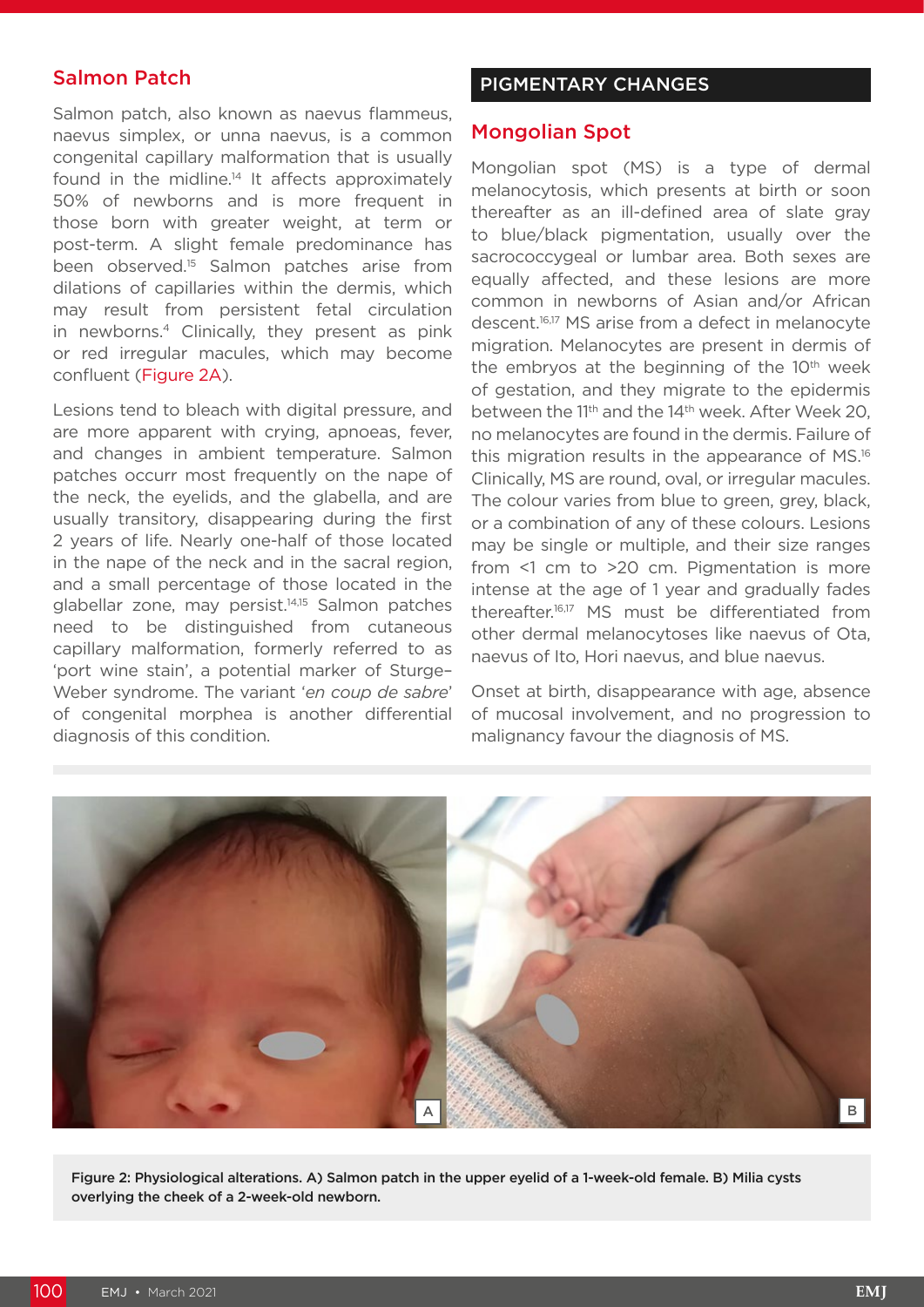## Salmon Patch

Salmon patch, also known as naevus flammeus, naevus simplex, or unna naevus, is a common congenital capillary malformation that is usually found in the midline.[14] It affects approximately 50% of newborns and is more frequent in those born with greater weight, at term or post-term. A slight female predominance has been observed.[15] Salmon patches arise from dilations of capillaries within the dermis, which may result from persistent fetal circulation in newborns.[4] Clinically, they present as pink or red irregular macules, which may become confluent (Figure 2A).

Lesions tend to bleach with digital pressure, and are more apparent with crying, apnoeas, fever, and changes in ambient temperature. Salmon patches occurr most frequently on the nape of the neck, the eyelids, and the glabella, and are usually transitory, disappearing during the first 2 years of life. Nearly one-half of those located in the nape of the neck and in the sacral region, and a small percentage of those located in the glabellar zone, may persist.[14,15] Salmon patches need to be distinguished from cutaneous capillary malformation, formerly referred to as 'port wine stain', a potential marker of Sturge–Weber syndrome. The variant '*en coup de sabre*' of congenital morphea is another differential diagnosis of this condition.

# PIGMENTARY CHANGES

## Mongolian Spot

Mongolian spot (MS) is a type of dermal melanocytosis, which presents at birth or soon thereafter as an ill-defined area of slate gray to blue/black pigmentation, usually over the sacrococcygeal or lumbar area. Both sexes are equally affected, and these lesions are more common in newborns of Asian and/or African descent.[16,17] MS arise from a defect in melanocyte migration. Melanocytes are present in dermis of the embryos at the beginning of the 10th week of gestation, and they migrate to the epidermis between the 11th and the 14th week. After Week 20, no melanocytes are found in the dermis. Failure of this migration results in the appearance of MS.[16] Clinically, MS are round, oval, or irregular macules. The colour varies from blue to green, grey, black, or a combination of any of these colours. Lesions may be single or multiple, and their size ranges from <1 cm to >20 cm. Pigmentation is more intense at the age of 1 year and gradually fades thereafter.[16,17] MS must be differentiated from other dermal melanocytoses like naevus of Ota, naevus of Ito, Hori naevus, and blue naevus.

Onset at birth, disappearance with age, absence of mucosal involvement, and no progression to malignancy favour the diagnosis of MS.

**Figure 2: Physiological alterations. A) Salmon patch in the upper eyelid of a 1-week-old female. B) Milia cysts overlying the cheek of a 2-week-old newborn.**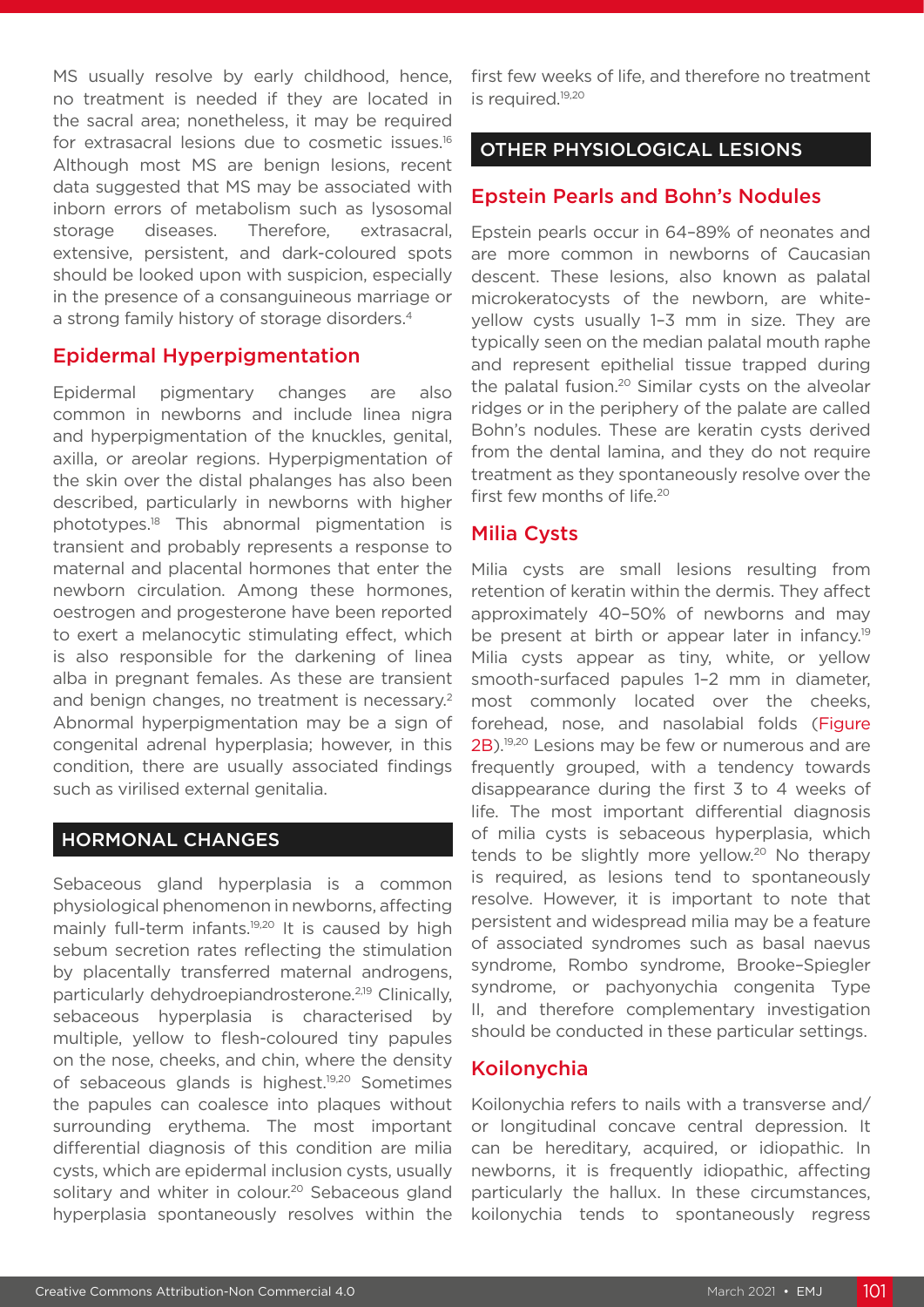MS usually resolve by early childhood, hence, no treatment is needed if they are located in the sacral area; nonetheless, it may be required for extrasacral lesions due to cosmetic issues.[16] Although most MS are benign lesions, recent data suggested that MS may be associated with inborn errors of metabolism such as lysosomal storage diseases. Therefore, extrasacral, extensive, persistent, and dark-coloured spots should be looked upon with suspicion, especially in the presence of a consanguineous marriage or a strong family history of storage disorders.[4]

### Epidermal Hyperpigmentation

Epidermal pigmentary changes are also common in newborns and include linea nigra and hyperpigmentation of the knuckles, genital, axilla, or areolar regions. Hyperpigmentation of the skin over the distal phalanges has also been described, particularly in newborns with higher phototypes.[18] This abnormal pigmentation is transient and probably represents a response to maternal and placental hormones that enter the newborn circulation. Among these hormones, oestrogen and progesterone have been reported to exert a melanocytic stimulating effect, which is also responsible for the darkening of linea alba in pregnant females. As these are transient and benign changes, no treatment is necessary.[2] Abnormal hyperpigmentation may be a sign of congenital adrenal hyperplasia; however, in this condition, there are usually associated findings such as virilised external genitalia.

## HORMONAL CHANGES

Sebaceous gland hyperplasia is a common physiological phenomenon in newborns, affecting mainly full-term infants.[19,20] It is caused by high sebum secretion rates reflecting the stimulation by placentally transferred maternal androgens, particularly dehydroepiandrosterone.[2,19] Clinically, sebaceous hyperplasia is characterised by multiple, yellow to flesh-coloured tiny papules on the nose, cheeks, and chin, where the density of sebaceous glands is highest.[19,20] Sometimes the papules can coalesce into plaques without surrounding erythema. The most important differential diagnosis of this condition are milia cysts, which are epidermal inclusion cysts, usually solitary and whiter in colour.[20] Sebaceous gland hyperplasia spontaneously resolves within the first few weeks of life, and therefore no treatment is required.[19,20]

## OTHER PHYSIOLOGICAL LESIONS

### Epstein Pearls and Bohn's Nodules

Epstein pearls occur in 64–89% of neonates and are more common in newborns of Caucasian descent. These lesions, also known as palatal microkeratocysts of the newborn, are white-yellow cysts usually 1–3 mm in size. They are typically seen on the median palatal mouth raphe and represent epithelial tissue trapped during the palatal fusion.[20] Similar cysts on the alveolar ridges or in the periphery of the palate are called Bohn's nodules. These are keratin cysts derived from the dental lamina, and they do not require treatment as they spontaneously resolve over the first few months of life.[20]

### Milia Cysts

Milia cysts are small lesions resulting from retention of keratin within the dermis. They affect approximately 40–50% of newborns and may be present at birth or appear later in infancy.[19] Milia cysts appear as tiny, white, or yellow smooth-surfaced papules 1–2 mm in diameter, most commonly located over the cheeks, forehead, nose, and nasolabial folds (Figure 2B).[19,20] Lesions may be few or numerous and are frequently grouped, with a tendency towards disappearance during the first 3 to 4 weeks of life. The most important differential diagnosis of milia cysts is sebaceous hyperplasia, which tends to be slightly more yellow.[20] No therapy is required, as lesions tend to spontaneously resolve. However, it is important to note that persistent and widespread milia may be a feature of associated syndromes such as basal naevus syndrome, Rombo syndrome, Brooke–Spiegler syndrome, or pachyonychia congenita Type II, and therefore complementary investigation should be conducted in these particular settings.

### Koilonychia

Koilonychia refers to nails with a transverse and/or longitudinal concave central depression. It can be hereditary, acquired, or idiopathic. In newborns, it is frequently idiopathic, affecting particularly the hallux. In these circumstances, koilonychia tends to spontaneously regress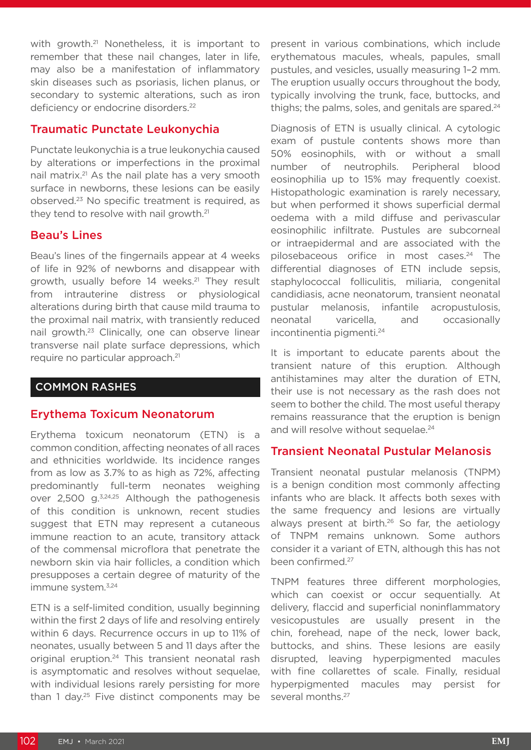with growth.[21] Nonetheless, it is important to remember that these nail changes, later in life, may also be a manifestation of inflammatory skin diseases such as psoriasis, lichen planus, or secondary to systemic alterations, such as iron deficiency or endocrine disorders.[22]

### Traumatic Punctate Leukonychia

Punctate leukonychia is a true leukonychia caused by alterations or imperfections in the proximal nail matrix.[21] As the nail plate has a very smooth surface in newborns, these lesions can be easily observed.[23] No specific treatment is required, as they tend to resolve with nail growth.[21]

### Beau's Lines

Beau's lines of the fingernails appear at 4 weeks of life in 92% of newborns and disappear with growth, usually before 14 weeks.[21] They result from intrauterine distress or physiological alterations during birth that cause mild trauma to the proximal nail matrix, with transiently reduced nail growth.[23] Clinically, one can observe linear transverse nail plate surface depressions, which require no particular approach.[21]

## COMMON RASHES

### Erythema Toxicum Neonatorum

Erythema toxicum neonatorum (ETN) is a common condition, affecting neonates of all races and ethnicities worldwide. Its incidence ranges from as low as 3.7% to as high as 72%, affecting predominantly full-term neonates weighing over 2,500 g.[3,24,25] Although the pathogenesis of this condition is unknown, recent studies suggest that ETN may represent a cutaneous immune reaction to an acute, transitory attack of the commensal microflora that penetrate the newborn skin via hair follicles, a condition which presupposes a certain degree of maturity of the immune system.[3,24]

ETN is a self-limited condition, usually beginning within the first 2 days of life and resolving entirely within 6 days. Recurrence occurs in up to 11% of neonates, usually between 5 and 11 days after the original eruption.[24] This transient neonatal rash is asymptomatic and resolves without sequelae, with individual lesions rarely persisting for more than 1 day.[25] Five distinct components may be present in various combinations, which include erythematous macules, wheals, papules, small pustules, and vesicles, usually measuring 1–2 mm. The eruption usually occurs throughout the body, typically involving the trunk, face, buttocks, and thighs; the palms, soles, and genitals are spared.[24]

Diagnosis of ETN is usually clinical. A cytologic exam of pustule contents shows more than 50% eosinophils, with or without a small number of neutrophils. Peripheral blood eosinophilia up to 15% may frequently coexist. Histopathologic examination is rarely necessary, but when performed it shows superficial dermal oedema with a mild diffuse and perivascular eosinophilic infiltrate. Pustules are subcorneal or intraepidermal and are associated with the pilosebaceous orifice in most cases.[24] The differential diagnoses of ETN include sepsis, staphylococcal folliculitis, miliaria, congenital candidiasis, acne neonatorum, transient neonatal pustular melanosis, infantile acropustulosis, neonatal varicella, and occasionally incontinentia pigmenti.[24]

It is important to educate parents about the transient nature of this eruption. Although antihistamines may alter the duration of ETN, their use is not necessary as the rash does not seem to bother the child. The most useful therapy remains reassurance that the eruption is benign and will resolve without sequelae.[24]

### Transient Neonatal Pustular Melanosis

Transient neonatal pustular melanosis (TNPM) is a benign condition most commonly affecting infants who are black. It affects both sexes with the same frequency and lesions are virtually always present at birth.[26] So far, the aetiology of TNPM remains unknown. Some authors consider it a variant of ETN, although this has not been confirmed.[27]

TNPM features three different morphologies, which can coexist or occur sequentially. At delivery, flaccid and superficial noninflammatory vesicopustules are usually present in the chin, forehead, nape of the neck, lower back, buttocks, and shins. These lesions are easily disrupted, leaving hyperpigmented macules with fine collarettes of scale. Finally, residual hyperpigmented macules may persist for several months.[27]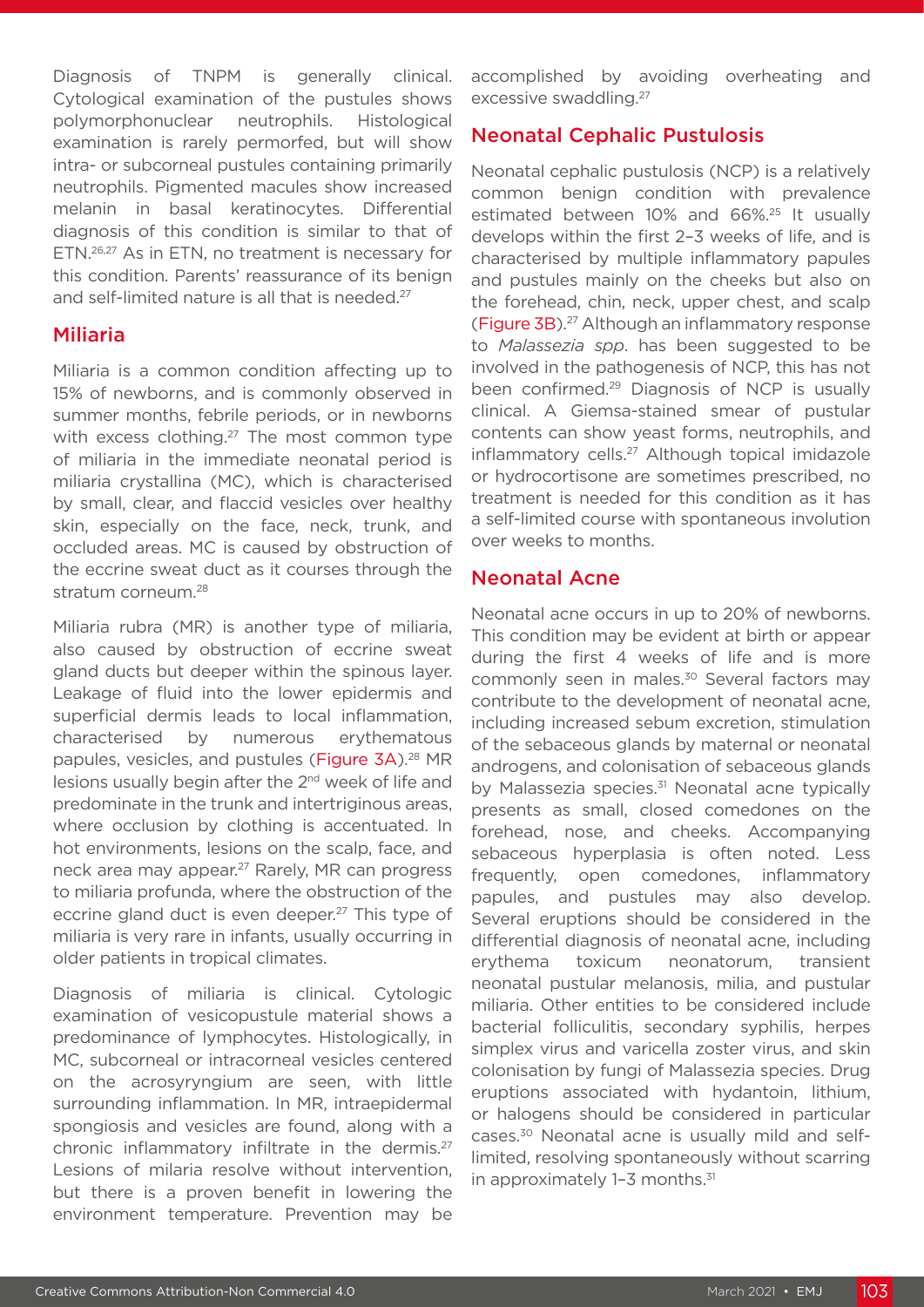Diagnosis of TNPM is generally clinical. Cytological examination of the pustules shows polymorphonuclear neutrophils. Histological examination is rarely permorfed, but will show intra- or subcorneal pustules containing primarily neutrophils. Pigmented macules show increased melanin in basal keratinocytes. Differential diagnosis of this condition is similar to that of ETN.[26,27] As in ETN, no treatment is necessary for this condition. Parents' reassurance of its benign and self-limited nature is all that is needed.[27]

## Miliaria

Miliaria is a common condition affecting up to 15% of newborns, and is commonly observed in summer months, febrile periods, or in newborns with excess clothing.[27] The most common type of miliaria in the immediate neonatal period is miliaria crystallina (MC), which is characterised by small, clear, and flaccid vesicles over healthy skin, especially on the face, neck, trunk, and occluded areas. MC is caused by obstruction of the eccrine sweat duct as it courses through the stratum corneum.[28]

Miliaria rubra (MR) is another type of miliaria, also caused by obstruction of eccrine sweat gland ducts but deeper within the spinous layer. Leakage of fluid into the lower epidermis and superficial dermis leads to local inflammation, characterised by numerous erythematous papules, vesicles, and pustules (Figure 3A).[28] MR lesions usually begin after the 2nd week of life and predominate in the trunk and intertriginous areas, where occlusion by clothing is accentuated. In hot environments, lesions on the scalp, face, and neck area may appear.[27] Rarely, MR can progress to miliaria profunda, where the obstruction of the eccrine gland duct is even deeper.[27] This type of miliaria is very rare in infants, usually occurring in older patients in tropical climates.

Diagnosis of miliaria is clinical. Cytologic examination of vesicopustule material shows a predominance of lymphocytes. Histologically, in MC, subcorneal or intracorneal vesicles centered on the acrosyryngium are seen, with little surrounding inflammation. In MR, intraepidermal spongiosis and vesicles are found, along with a chronic inflammatory infiltrate in the dermis.[27] Lesions of milaria resolve without intervention, but there is a proven benefit in lowering the environment temperature. Prevention may be accomplished by avoiding overheating and excessive swaddling.[27]

## Neonatal Cephalic Pustulosis

Neonatal cephalic pustulosis (NCP) is a relatively common benign condition with prevalence estimated between 10% and 66%.[25] It usually develops within the first 2–3 weeks of life, and is characterised by multiple inflammatory papules and pustules mainly on the cheeks but also on the forehead, chin, neck, upper chest, and scalp (Figure 3B).[27] Although an inflammatory response to *Malassezia spp*. has been suggested to be involved in the pathogenesis of NCP, this has not been confirmed.[29] Diagnosis of NCP is usually clinical. A Giemsa-stained smear of pustular contents can show yeast forms, neutrophils, and inflammatory cells.[27] Although topical imidazole or hydrocortisone are sometimes prescribed, no treatment is needed for this condition as it has a self-limited course with spontaneous involution over weeks to months.

## Neonatal Acne

Neonatal acne occurs in up to 20% of newborns. This condition may be evident at birth or appear during the first 4 weeks of life and is more commonly seen in males.[30] Several factors may contribute to the development of neonatal acne, including increased sebum excretion, stimulation of the sebaceous glands by maternal or neonatal androgens, and colonisation of sebaceous glands by Malassezia species.[31] Neonatal acne typically presents as small, closed comedones on the forehead, nose, and cheeks. Accompanying sebaceous hyperplasia is often noted. Less frequently, open comedones, inflammatory papules, and pustules may also develop. Several eruptions should be considered in the differential diagnosis of neonatal acne, including erythema toxicum neonatorum, transient neonatal pustular melanosis, milia, and pustular miliaria. Other entities to be considered include bacterial folliculitis, secondary syphilis, herpes simplex virus and varicella zoster virus, and skin colonisation by fungi of Malassezia species. Drug eruptions associated with hydantoin, lithium, or halogens should be considered in particular cases.[30] Neonatal acne is usually mild and self-limited, resolving spontaneously without scarring in approximately 1–3 months.[31]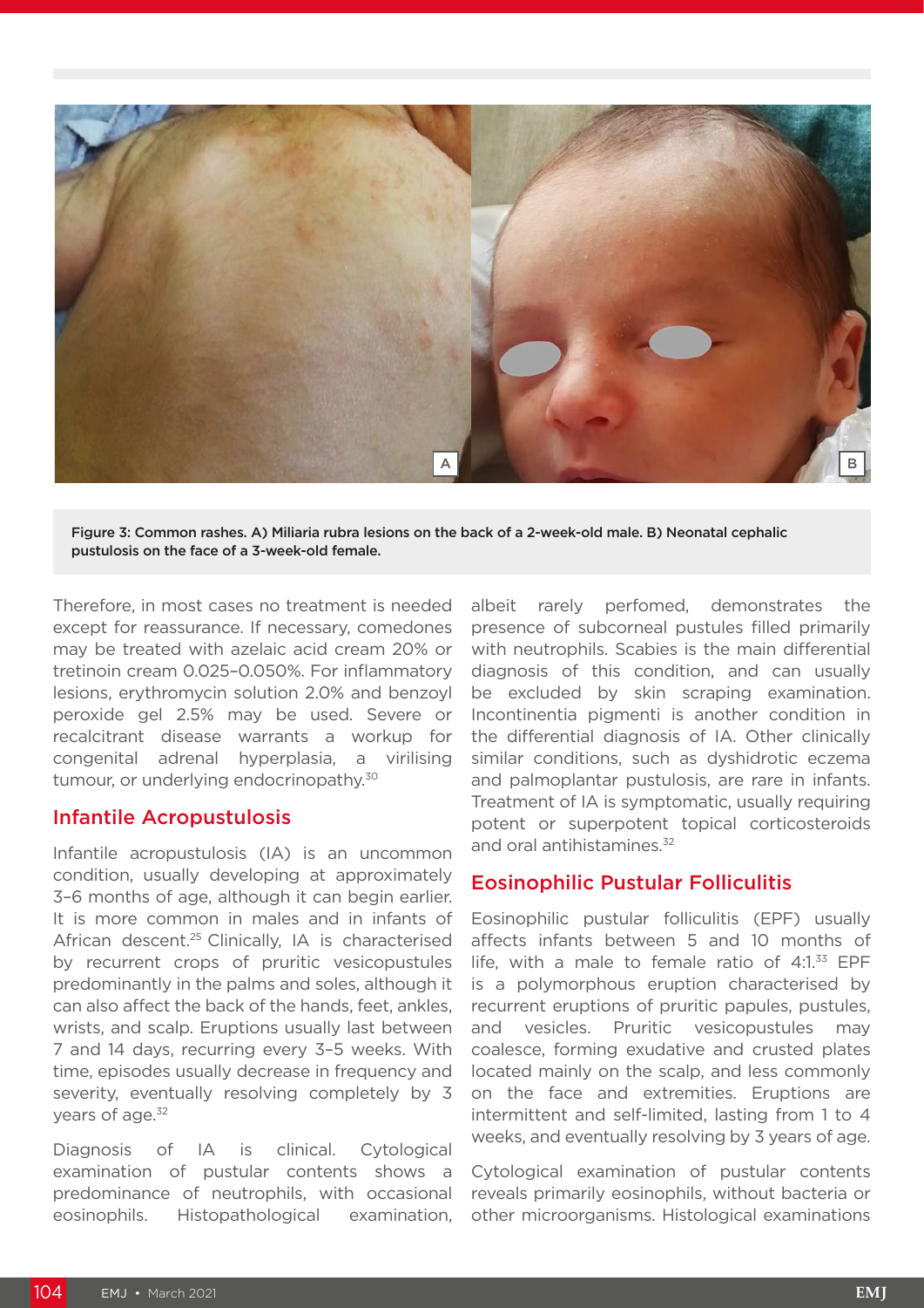Figure 3: Common rashes. A) Miliaria rubra lesions on the back of a 2-week-old male. B) Neonatal cephalic pustulosis on the face of a 3-week-old female.

Therefore, in most cases no treatment is needed except for reassurance. If necessary, comedones may be treated with azelaic acid cream 20% or tretinoin cream 0.025–0.050%. For inflammatory lesions, erythromycin solution 2.0% and benzoyl peroxide gel 2.5% may be used. Severe or recalcitrant disease warrants a workup for congenital adrenal hyperplasia, a virilising tumour, or underlying endocrinopathy.[30]

## Infantile Acropustulosis

Infantile acropustulosis (IA) is an uncommon condition, usually developing at approximately 3–6 months of age, although it can begin earlier. It is more common in males and in infants of African descent.[25] Clinically, IA is characterised by recurrent crops of pruritic vesicopustules predominantly in the palms and soles, although it can also affect the back of the hands, feet, ankles, wrists, and scalp. Eruptions usually last between 7 and 14 days, recurring every 3–5 weeks. With time, episodes usually decrease in frequency and severity, eventually resolving completely by 3 years of age.[32]

Diagnosis of IA is clinical. Cytological examination of pustular contents shows a predominance of neutrophils, with occasional eosinophils. Histopathological examination, albeit rarely perfomed, demonstrates the presence of subcorneal pustules filled primarily with neutrophils. Scabies is the main differential diagnosis of this condition, and can usually be excluded by skin scraping examination. Incontinentia pigmenti is another condition in the differential diagnosis of IA. Other clinically similar conditions, such as dyshidrotic eczema and palmoplantar pustulosis, are rare in infants. Treatment of IA is symptomatic, usually requiring potent or superpotent topical corticosteroids and oral antihistamines.[32]

## Eosinophilic Pustular Folliculitis

Eosinophilic pustular folliculitis (EPF) usually affects infants between 5 and 10 months of life, with a male to female ratio of 4:1.[33] EPF is a polymorphous eruption characterised by recurrent eruptions of pruritic papules, pustules, and vesicles. Pruritic vesicopustules may coalesce, forming exudative and crusted plates located mainly on the scalp, and less commonly on the face and extremities. Eruptions are intermittent and self-limited, lasting from 1 to 4 weeks, and eventually resolving by 3 years of age.

Cytological examination of pustular contents reveals primarily eosinophils, without bacteria or other microorganisms. Histological examinations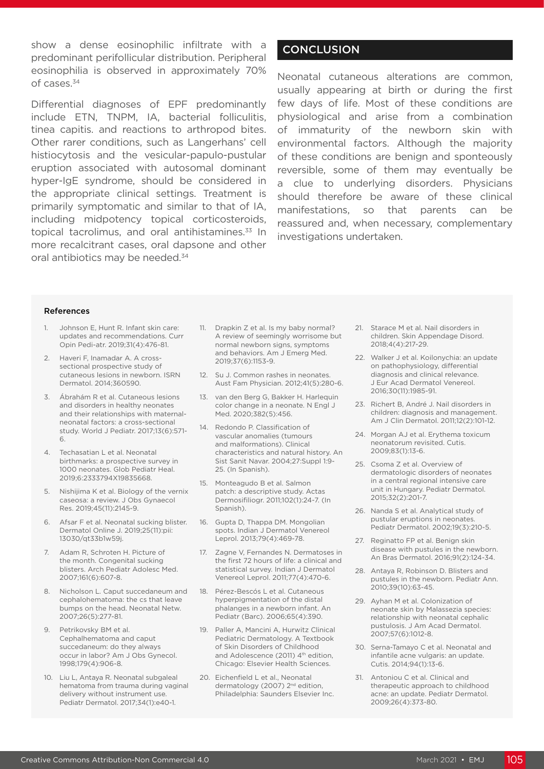show a dense eosinophilic infiltrate with a predominant perifollicular distribution. Peripheral eosinophilia is observed in approximately 70% of cases.[34]

Differential diagnoses of EPF predominantly include ETN, TNPM, IA, bacterial folliculitis, tinea capitis. and reactions to arthropod bites. Other rarer conditions, such as Langerhans' cell histiocytosis and the vesicular-papulo-pustular eruption associated with autosomal dominant hyper-IgE syndrome, should be considered in the appropriate clinical settings. Treatment is primarily symptomatic and similar to that of IA, including midpotency topical corticosteroids, topical tacrolimus, and oral antihistamines.[33] In more recalcitrant cases, oral dapsone and other oral antibiotics may be needed.[34]

## CONCLUSION

Neonatal cutaneous alterations are common, usually appearing at birth or during the first few days of life. Most of these conditions are physiological and arise from a combination of immaturity of the newborn skin with environmental factors. Although the majority of these conditions are benign and sponteously reversible, some of them may eventually be a clue to underlying disorders. Physicians should therefore be aware of these clinical manifestations, so that parents can be reassured and, when necessary, complementary investigations undertaken.

### References

1. Johnson E, Hunt R. Infant skin care: updates and recommendations. Curr Opin Pedi-atr. 2019;31(4):476-81.
2. Haveri F, Inamadar A. A cross-sectional prospective study of cutaneous lesions in newborn. ISRN Dermatol. 2014;360590.
3. Ábrahám R et al. Cutaneous lesions and disorders in healthy neonates and their relationships with maternal-neonatal factors: a cross-sectional study. World J Pediatr. 2017;13(6):571-6.
4. Techasatian L et al. Neonatal birthmarks: a prospective survey in 1000 neonates. Glob Pediatr Heal. 2019;6:2333794X19835668.
5. Nishijima K et al. Biology of the vernix caseosa: a review. J Obs Gynaecol Res. 2019;45(11):2145-9.
6. Afsar F et al. Neonatal sucking blister. Dermatol Online J. 2019;25(11):pii: 13030/qt33b1w59j.
7. Adam R, Schroten H. Picture of the month. Congenital sucking blisters. Arch Pediatr Adolesc Med. 2007;161(6):607-8.
8. Nicholson L. Caput succedaneum and cephalohematoma: the cs that leave bumps on the head. Neonatal Netw. 2007;26(5):277-81.
9. Petrikovsky BM et al. Cephalhematoma and caput succedaneum: do they always occur in labor? Am J Obs Gynecol. 1998;179(4):906-8.
10. Liu L, Antaya R. Neonatal subgaleal hematoma from trauma during vaginal delivery without instrument use. Pediatr Dermatol. 2017;34(1):e40-1.
11. Drapkin Z et al. Is my baby normal? A review of seemingly worrisome but normal newborn signs, symptoms and behaviors. Am J Emerg Med. 2019;37(6):1153-9.
12. Su J. Common rashes in neonates. Aust Fam Physician. 2012;41(5):280-6.
13. van den Berg G, Bakker H. Harlequin color change in a neonate. N Engl J Med. 2020;382(5):456.
14. Redondo P. Classification of vascular anomalies (tumours and malformations). Clinical characteristics and natural history. An Sist Sanit Navar. 2004;27:Suppl 1:9-25. (In Spanish).
15. Monteagudo B et al. Salmon patch: a descriptive study. Actas Dermosifiliogr. 2011;102(1):24-7. (In Spanish).
16. Gupta D, Thappa DM. Mongolian spots. Indian J Dermatol Venereol Leprol. 2013;79(4):469-78.
17. Zagne V, Fernandes N. Dermatoses in the first 72 hours of life: a clinical and statistical survey. Indian J Dermatol Venereol Leprol. 2011;77(4):470-6.
18. Pérez-Bescós L et al. Cutaneous hyperpigmentation of the distal phalanges in a newborn infant. An Pediatr (Barc). 2006;65(4):390.
19. Paller A, Mancini A, Hurwitz Clinical Pediatric Dermatology. A Textbook of Skin Disorders of Childhood and Adolescence (2011) 4th edition, Chicago: Elsevier Health Sciences.
20. Eichenfield L et al., Neonatal dermatology (2007) 2nd edition, Philadelphia: Saunders Elsevier Inc.
21. Starace M et al. Nail disorders in children. Skin Appendage Disord. 2018;4(4):217-29.
22. Walker J et al. Koilonychia: an update on pathophysiology, differential diagnosis and clinical relevance. J Eur Acad Dermatol Venereol. 2016;30(11):1985-91.
23. Richert B, André J. Nail disorders in children: diagnosis and management. Am J Clin Dermatol. 2011;12(2):101-12.
24. Morgan AJ et al. Erythema toxicum neonatorum revisited. Cutis. 2009;83(1):13-6.
25. Csoma Z et al. Overview of dermatologic disorders of neonates in a central regional intensive care unit in Hungary. Pediatr Dermatol. 2015;32(2):201-7.
26. Nanda S et al. Analytical study of pustular eruptions in neonates. Pediatr Dermatol. 2002;19(3):210-5.
27. Reginatto FP et al. Benign skin disease with pustules in the newborn. An Bras Dermatol. 2016;91(2):124-34.
28. Antaya R, Robinson D. Blisters and pustules in the newborn. Pediatr Ann. 2010;39(10):63-45.
29. Ayhan M et al. Colonization of neonate skin by Malassezia species: relationship with neonatal cephalic pustulosis. J Am Acad Dermatol. 2007;57(6):1012-8.
30. Serna-Tamayo C et al. Neonatal and infantile acne vulgaris: an update. Cutis. 2014;94(1):13-6.
31. Antoniou C et al. Clinical and therapeutic approach to childhood acne: an update. Pediatr Dermatol. 2009;26(4):373-80.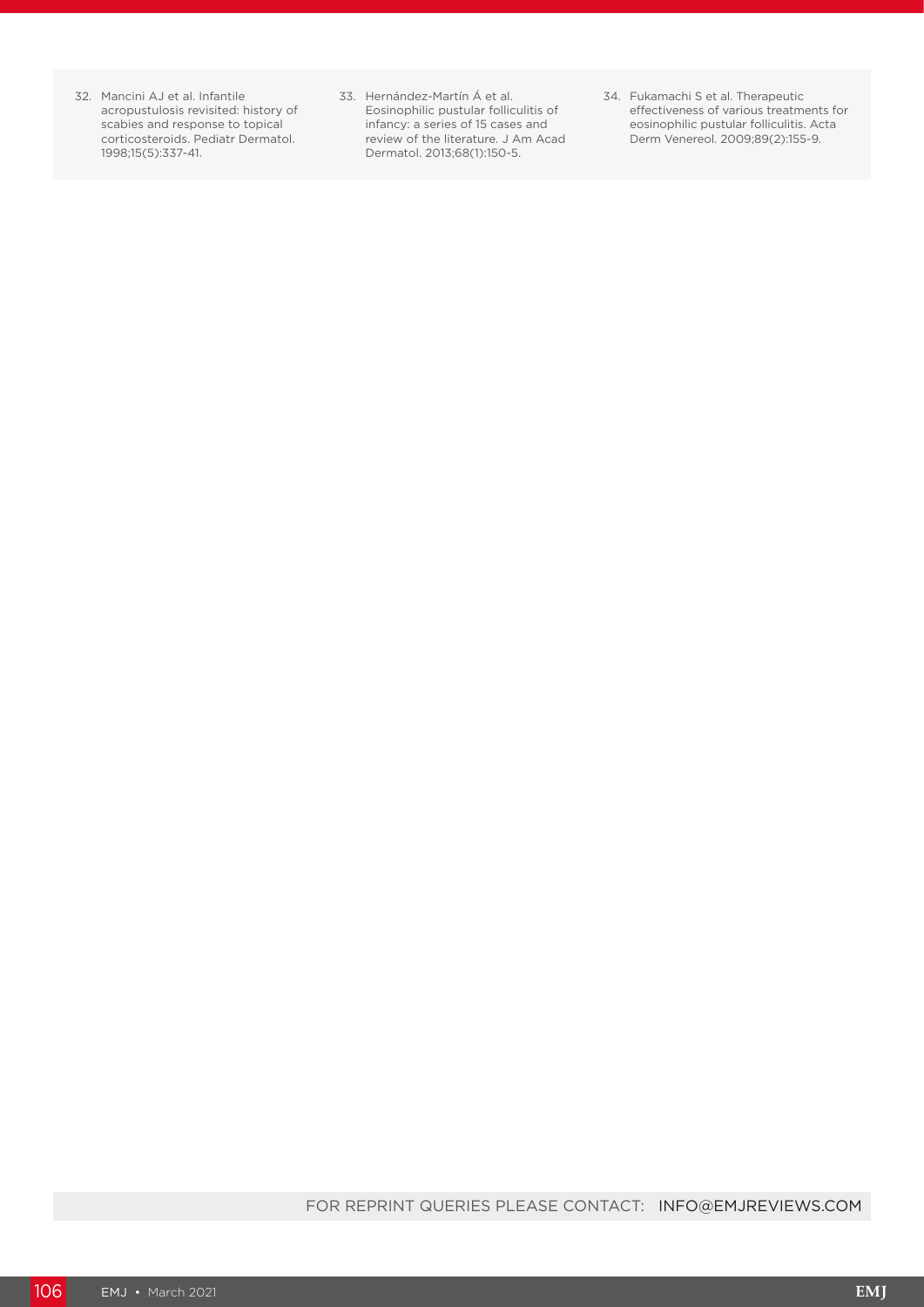32. Mancini AJ et al. Infantile acropustulosis revisited: history of scabies and response to topical corticosteroids. Pediatr Dermatol. 1998;15(5):337-41.
33. Hernández-Martín Á et al. Eosinophilic pustular folliculitis of infancy: a series of 15 cases and review of the literature. J Am Acad Dermatol. 2013;68(1):150-5.
34. Fukamachi S et al. Therapeutic effectiveness of various treatments for eosinophilic pustular folliculitis. Acta Derm Venereol. 2009;89(2):155-9.

FOR REPRINT QUERIES PLEASE CONTACT: INFO@EMJREVIEWS.COM